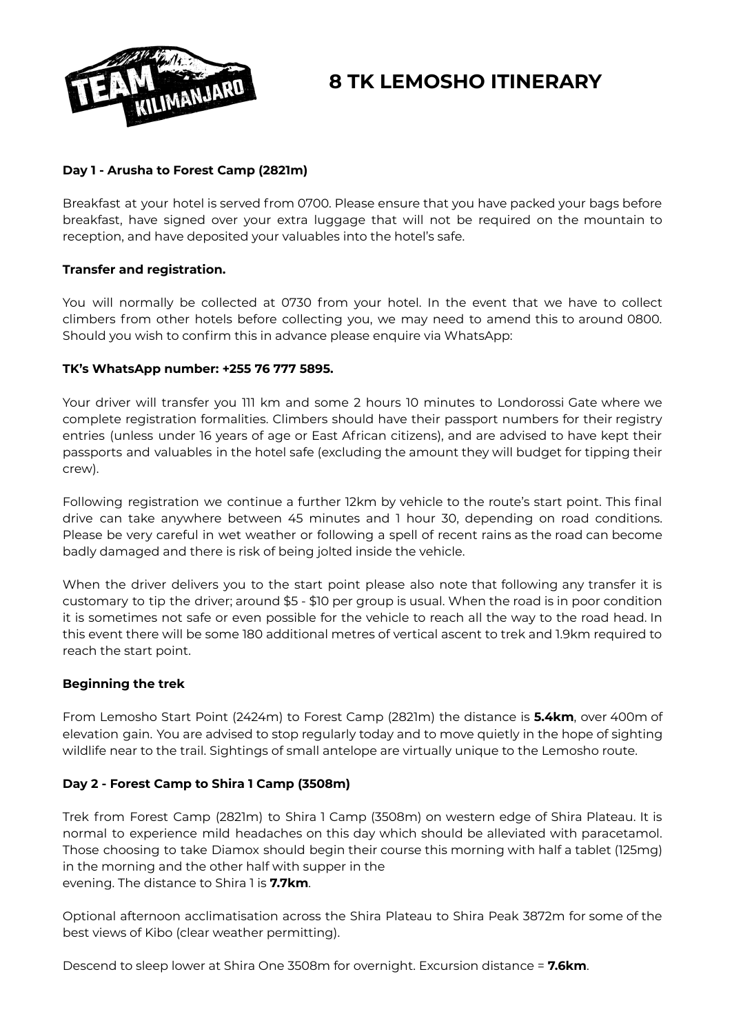# 8 TK LEMOSHO ITINERARY

### Day 1 - Arusha to Forest Camp (2821m)

Breakfast at your hotel is served from 0700. Please ensure that you have packed your bags before breakfast, have signed over your extra luggage that will not be required on the mountain to reception, and have deposited your valuables into the hotel's safe.

#### Transfer and registration.

You will normally be collected at 0730 from your hotel. In the event that we have to collect climbers from other hotels before collecting you, we may need to amend this to around 0800. Should you wish to confirm this in advance please enquire via WhatsApp:

**TK's WhatsApp number: +255 76 777 5895.**

Your driver will transfer you 111 km and some 2 hours 10 minutes to Londorossi Gate where we complete registration formalities. Climbers should have their passport numbers for their registry entries (unless under 16 years of age or East African citizens), and are advised to have kept their passports and valuables in the hotel safe (excluding the amount they will budget for tipping their crew).

Following registration we continue a further 12km by vehicle to the route's start point. This final drive can take anywhere between 45 minutes and 1 hour 30, depending on road conditions. Please be very careful in wet weather or following a spell of recent rains as the road can become badly damaged and there is risk of being jolted inside the vehicle.

When the driver delivers you to the start point please also note that following any transfer it is customary to tip the driver; around $5 - $10 per group is usual. When the road is in poor condition it is sometimes not safe or even possible for the vehicle to reach all the way to the road head. In this event there will be some 180 additional metres of vertical ascent to trek and 1.9km required to reach the start point.

#### Beginning the trek

From Lemosho Start Point (2424m) to Forest Camp (2821m) the distance is **5.4km**, over 400m of elevation gain. You are advised to stop regularly today and to move quietly in the hope of sighting wildlife near to the trail. Sightings of small antelope are virtually unique to the Lemosho route.

### Day 2 - Forest Camp to Shira 1 Camp (3508m)

Trek from Forest Camp (2821m) to Shira 1 Camp (3508m) on western edge of Shira Plateau. It is normal to experience mild headaches on this day which should be alleviated with paracetamol. Those choosing to take Diamox should begin their course this morning with half a tablet (125mg) in the morning and the other half with supper in the evening. The distance to Shira 1 is **7.7km**.

Optional afternoon acclimatisation across the Shira Plateau to Shira Peak 3872m for some of the best views of Kibo (clear weather permitting).

Descend to sleep lower at Shira One 3508m for overnight. Excursion distance = **7.6km**.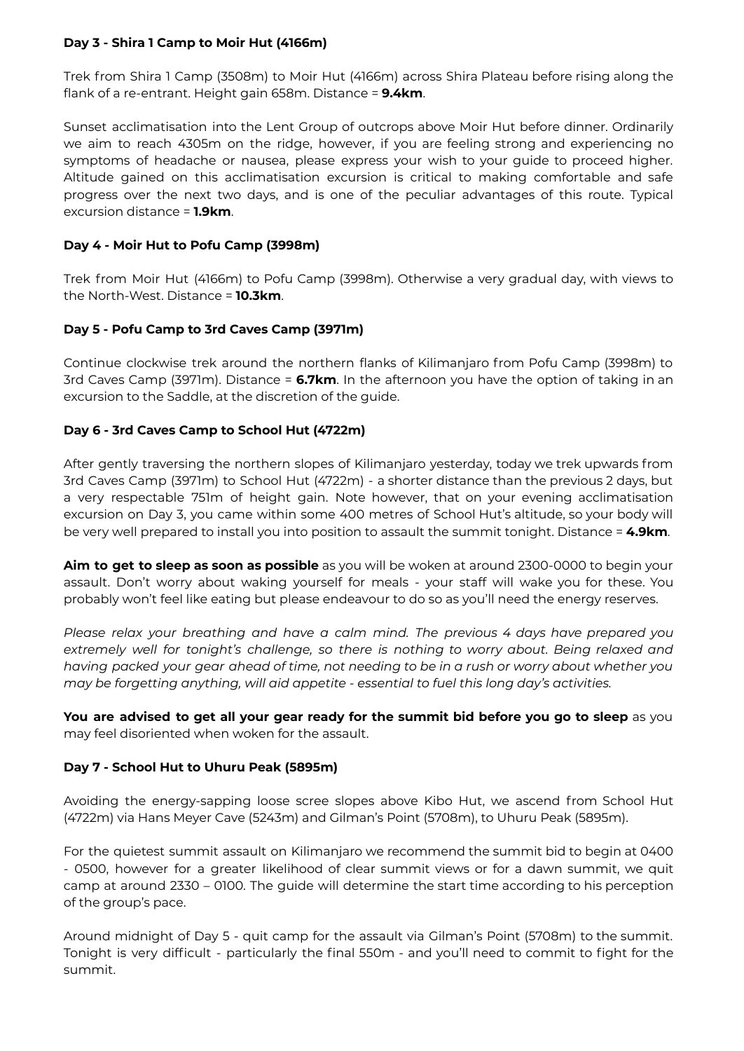### Day 3 - Shira 1 Camp to Moir Hut (4166m)

Trek from Shira 1 Camp (3508m) to Moir Hut (4166m) across Shira Plateau before rising along the flank of a re-entrant. Height gain 658m. Distance = **9.4km**.

Sunset acclimatisation into the Lent Group of outcrops above Moir Hut before dinner. Ordinarily we aim to reach 4305m on the ridge, however, if you are feeling strong and experiencing no symptoms of headache or nausea, please express your wish to your guide to proceed higher. Altitude gained on this acclimatisation excursion is critical to making comfortable and safe progress over the next two days, and is one of the peculiar advantages of this route. Typical excursion distance = **1.9km**.

### Day 4 - Moir Hut to Pofu Camp (3998m)

Trek from Moir Hut (4166m) to Pofu Camp (3998m). Otherwise a very gradual day, with views to the North-West. Distance = **10.3km**.

### Day 5 - Pofu Camp to 3rd Caves Camp (3971m)

Continue clockwise trek around the northern flanks of Kilimanjaro from Pofu Camp (3998m) to 3rd Caves Camp (3971m). Distance = **6.7km**. In the afternoon you have the option of taking in an excursion to the Saddle, at the discretion of the guide.

### Day 6 - 3rd Caves Camp to School Hut (4722m)

After gently traversing the northern slopes of Kilimanjaro yesterday, today we trek upwards from 3rd Caves Camp (3971m) to School Hut (4722m) - a shorter distance than the previous 2 days, but a very respectable 751m of height gain. Note however, that on your evening acclimatisation excursion on Day 3, you came within some 400 metres of School Hut's altitude, so your body will be very well prepared to install you into position to assault the summit tonight. Distance = **4.9km**.

**Aim to get to sleep as soon as possible** as you will be woken at around 2300-0000 to begin your assault. Don't worry about waking yourself for meals - your staff will wake you for these. You probably won't feel like eating but please endeavour to do so as you'll need the energy reserves.

*Please relax your breathing and have a calm mind. The previous 4 days have prepared you extremely well for tonight's challenge, so there is nothing to worry about. Being relaxed and having packed your gear ahead of time, not needing to be in a rush or worry about whether you may be forgetting anything, will aid appetite - essential to fuel this long day's activities.*

**You are advised to get all your gear ready for the summit bid before you go to sleep** as you may feel disoriented when woken for the assault.

### Day 7 - School Hut to Uhuru Peak (5895m)

Avoiding the energy-sapping loose scree slopes above Kibo Hut, we ascend from School Hut (4722m) via Hans Meyer Cave (5243m) and Gilman's Point (5708m), to Uhuru Peak (5895m).

For the quietest summit assault on Kilimanjaro we recommend the summit bid to begin at 0400 - 0500, however for a greater likelihood of clear summit views or for a dawn summit, we quit camp at around 2330 – 0100. The guide will determine the start time according to his perception of the group's pace.

Around midnight of Day 5 - quit camp for the assault via Gilman's Point (5708m) to the summit. Tonight is very difficult - particularly the final 550m - and you'll need to commit to fight for the summit.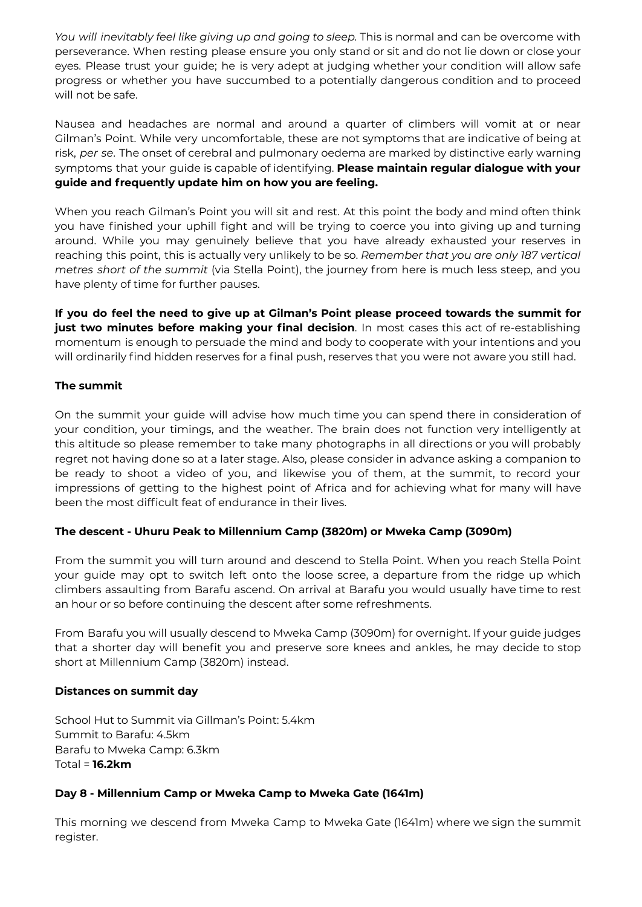*You will inevitably feel like giving up and going to sleep.* This is normal and can be overcome with perseverance. When resting please ensure you only stand or sit and do not lie down or close your eyes. Please trust your guide; he is very adept at judging whether your condition will allow safe progress or whether you have succumbed to a potentially dangerous condition and to proceed will not be safe.

Nausea and headaches are normal and around a quarter of climbers will vomit at or near Gilman's Point. While very uncomfortable, these are not symptoms that are indicative of being at risk, *per se*. The onset of cerebral and pulmonary oedema are marked by distinctive early warning symptoms that your guide is capable of identifying. **Please maintain regular dialogue with your guide and frequently update him on how you are feeling.**

When you reach Gilman's Point you will sit and rest. At this point the body and mind often think you have finished your uphill fight and will be trying to coerce you into giving up and turning around. While you may genuinely believe that you have already exhausted your reserves in reaching this point, this is actually very unlikely to be so. *Remember that you are only 187 vertical metres short of the summit* (via Stella Point), the journey from here is much less steep, and you have plenty of time for further pauses.

**If you do feel the need to give up at Gilman's Point please proceed towards the summit for just two minutes before making your final decision**. In most cases this act of re-establishing momentum is enough to persuade the mind and body to cooperate with your intentions and you will ordinarily find hidden reserves for a final push, reserves that you were not aware you still had.

**The summit**

On the summit your guide will advise how much time you can spend there in consideration of your condition, your timings, and the weather. The brain does not function very intelligently at this altitude so please remember to take many photographs in all directions or you will probably regret not having done so at a later stage. Also, please consider in advance asking a companion to be ready to shoot a video of you, and likewise you of them, at the summit, to record your impressions of getting to the highest point of Africa and for achieving what for many will have been the most difficult feat of endurance in their lives.

**The descent - Uhuru Peak to Millennium Camp (3820m) or Mweka Camp (3090m)**

From the summit you will turn around and descend to Stella Point. When you reach Stella Point your guide may opt to switch left onto the loose scree, a departure from the ridge up which climbers assaulting from Barafu ascend. On arrival at Barafu you would usually have time to rest an hour or so before continuing the descent after some refreshments.

From Barafu you will usually descend to Mweka Camp (3090m) for overnight. If your guide judges that a shorter day will benefit you and preserve sore knees and ankles, he may decide to stop short at Millennium Camp (3820m) instead.

**Distances on summit day**

School Hut to Summit via Gillman's Point: 5.4km
Summit to Barafu: 4.5km
Barafu to Mweka Camp: 6.3km
Total = **16.2km**

**Day 8 - Millennium Camp or Mweka Camp to Mweka Gate (1641m)**

This morning we descend from Mweka Camp to Mweka Gate (1641m) where we sign the summit register.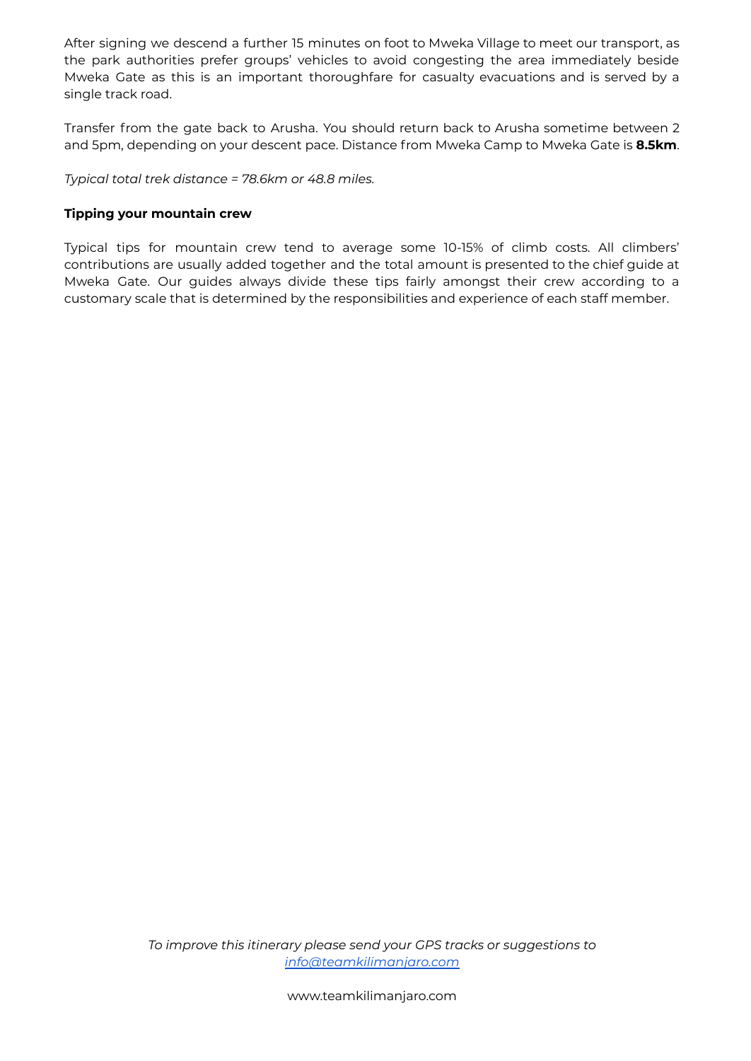After signing we descend a further 15 minutes on foot to Mweka Village to meet our transport, as the park authorities prefer groups' vehicles to avoid congesting the area immediately beside Mweka Gate as this is an important thoroughfare for casualty evacuations and is served by a single track road.

Transfer from the gate back to Arusha. You should return back to Arusha sometime between 2 and 5pm, depending on your descent pace. Distance from Mweka Camp to Mweka Gate is **8.5km**.

*Typical total trek distance = 78.6km or 48.8 miles.*

**Tipping your mountain crew**

Typical tips for mountain crew tend to average some 10-15% of climb costs. All climbers' contributions are usually added together and the total amount is presented to the chief guide at Mweka Gate. Our guides always divide these tips fairly amongst their crew according to a customary scale that is determined by the responsibilities and experience of each staff member.

*To improve this itinerary please send your GPS tracks or suggestions to [info@teamkilimanjaro.com](mailto:info@teamkilimanjaro.com)*

www.teamkilimanjaro.com